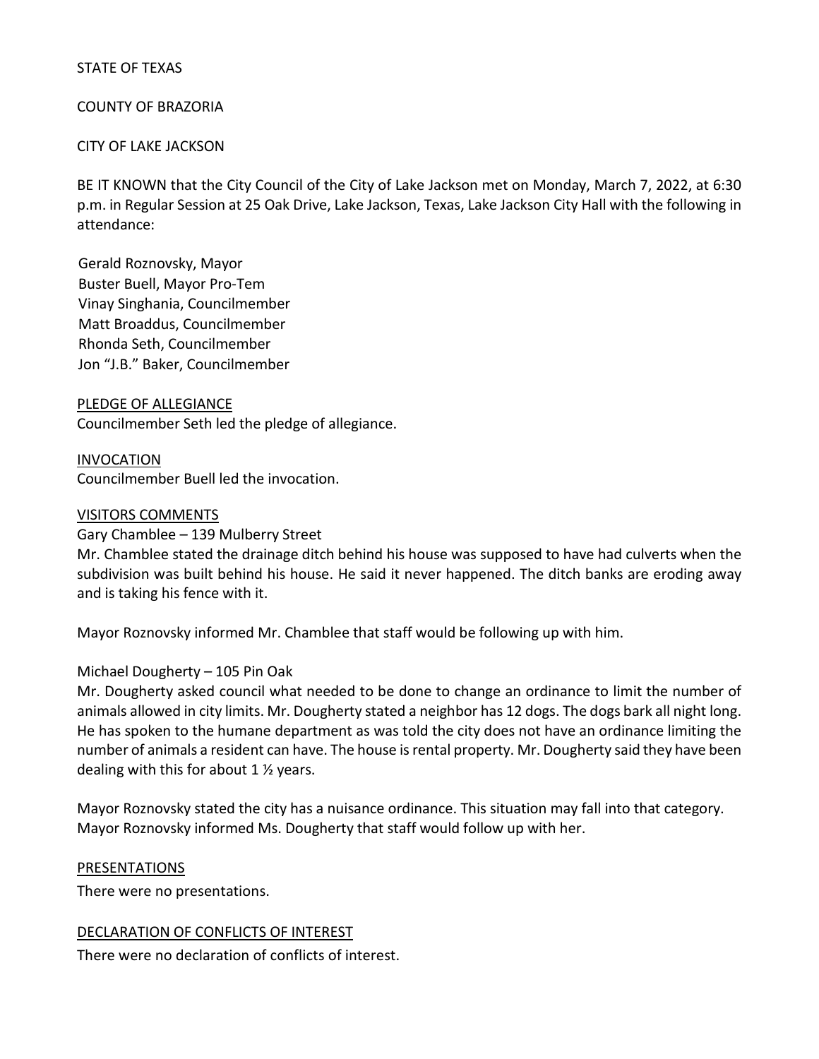STATE OF TEXAS

COUNTY OF BRAZORIA

CITY OF LAKE JACKSON

BE IT KNOWN that the City Council of the City of Lake Jackson met on Monday, March 7, 2022, at 6:30 p.m. in Regular Session at 25 Oak Drive, Lake Jackson, Texas, Lake Jackson City Hall with the following in attendance:

Gerald Roznovsky, Mayor
Buster Buell, Mayor Pro-Tem
Vinay Singhania, Councilmember
Matt Broaddus, Councilmember
Rhonda Seth, Councilmember
Jon "J.B." Baker, Councilmember

PLEDGE OF ALLEGIANCE

Councilmember Seth led the pledge of allegiance.

INVOCATION

Councilmember Buell led the invocation.

VISITORS COMMENTS

Gary Chamblee – 139 Mulberry Street

Mr. Chamblee stated the drainage ditch behind his house was supposed to have had culverts when the subdivision was built behind his house. He said it never happened. The ditch banks are eroding away and is taking his fence with it.

Mayor Roznovsky informed Mr. Chamblee that staff would be following up with him.

Michael Dougherty – 105 Pin Oak

Mr. Dougherty asked council what needed to be done to change an ordinance to limit the number of animals allowed in city limits. Mr. Dougherty stated a neighbor has 12 dogs. The dogs bark all night long. He has spoken to the humane department as was told the city does not have an ordinance limiting the number of animals a resident can have. The house is rental property. Mr. Dougherty said they have been dealing with this for about 1 ½ years.

Mayor Roznovsky stated the city has a nuisance ordinance. This situation may fall into that category. Mayor Roznovsky informed Ms. Dougherty that staff would follow up with her.

PRESENTATIONS

There were no presentations.

DECLARATION OF CONFLICTS OF INTEREST

There were no declaration of conflicts of interest.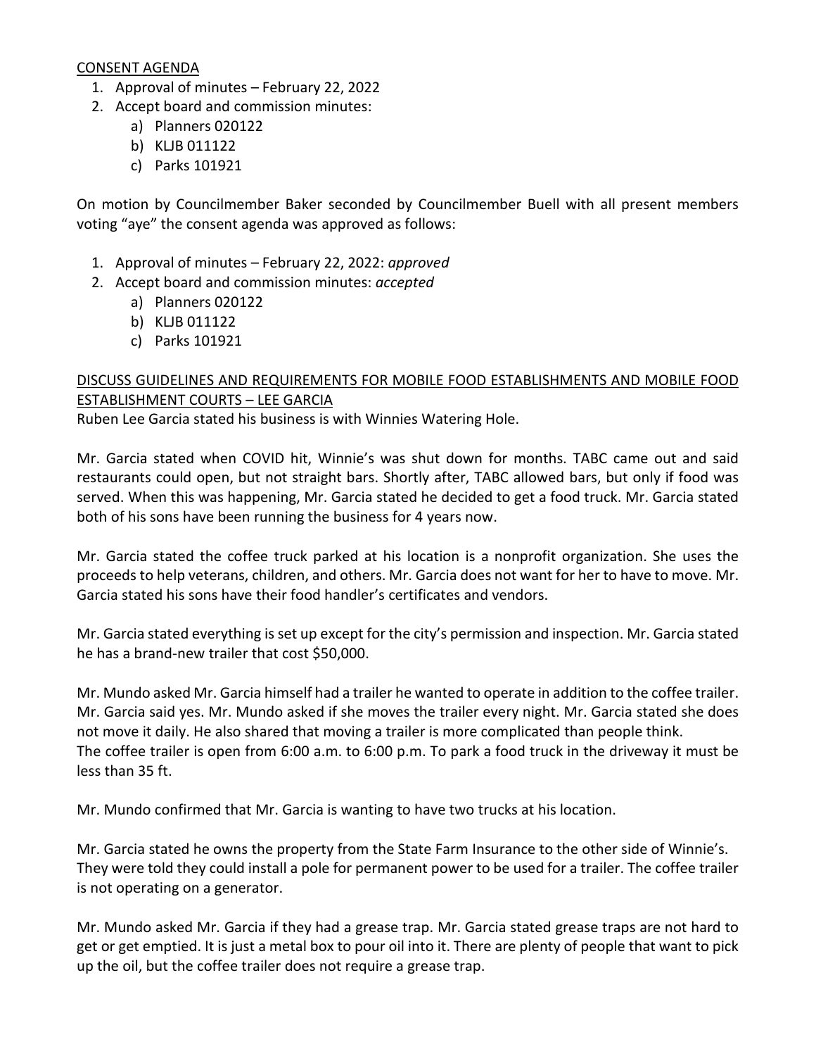CONSENT AGENDA

1. Approval of minutes – February 22, 2022
2. Accept board and commission minutes:
   a) Planners 020122
   b) KLJB 011122
   c) Parks 101921

On motion by Councilmember Baker seconded by Councilmember Buell with all present members voting "aye" the consent agenda was approved as follows:

1. Approval of minutes – February 22, 2022: *approved*
2. Accept board and commission minutes: *accepted*
   a) Planners 020122
   b) KLJB 011122
   c) Parks 101921

DISCUSS GUIDELINES AND REQUIREMENTS FOR MOBILE FOOD ESTABLISHMENTS AND MOBILE FOOD ESTABLISHMENT COURTS – LEE GARCIA

Ruben Lee Garcia stated his business is with Winnies Watering Hole.

Mr. Garcia stated when COVID hit, Winnie's was shut down for months. TABC came out and said restaurants could open, but not straight bars. Shortly after, TABC allowed bars, but only if food was served. When this was happening, Mr. Garcia stated he decided to get a food truck. Mr. Garcia stated both of his sons have been running the business for 4 years now.

Mr. Garcia stated the coffee truck parked at his location is a nonprofit organization. She uses the proceeds to help veterans, children, and others. Mr. Garcia does not want for her to have to move. Mr. Garcia stated his sons have their food handler's certificates and vendors.

Mr. Garcia stated everything is set up except for the city's permission and inspection. Mr. Garcia stated he has a brand-new trailer that cost $50,000.

Mr. Mundo asked Mr. Garcia himself had a trailer he wanted to operate in addition to the coffee trailer. Mr. Garcia said yes. Mr. Mundo asked if she moves the trailer every night. Mr. Garcia stated she does not move it daily. He also shared that moving a trailer is more complicated than people think.
The coffee trailer is open from 6:00 a.m. to 6:00 p.m. To park a food truck in the driveway it must be less than 35 ft.

Mr. Mundo confirmed that Mr. Garcia is wanting to have two trucks at his location.

Mr. Garcia stated he owns the property from the State Farm Insurance to the other side of Winnie's. They were told they could install a pole for permanent power to be used for a trailer. The coffee trailer is not operating on a generator.

Mr. Mundo asked Mr. Garcia if they had a grease trap. Mr. Garcia stated grease traps are not hard to get or get emptied. It is just a metal box to pour oil into it. There are plenty of people that want to pick up the oil, but the coffee trailer does not require a grease trap.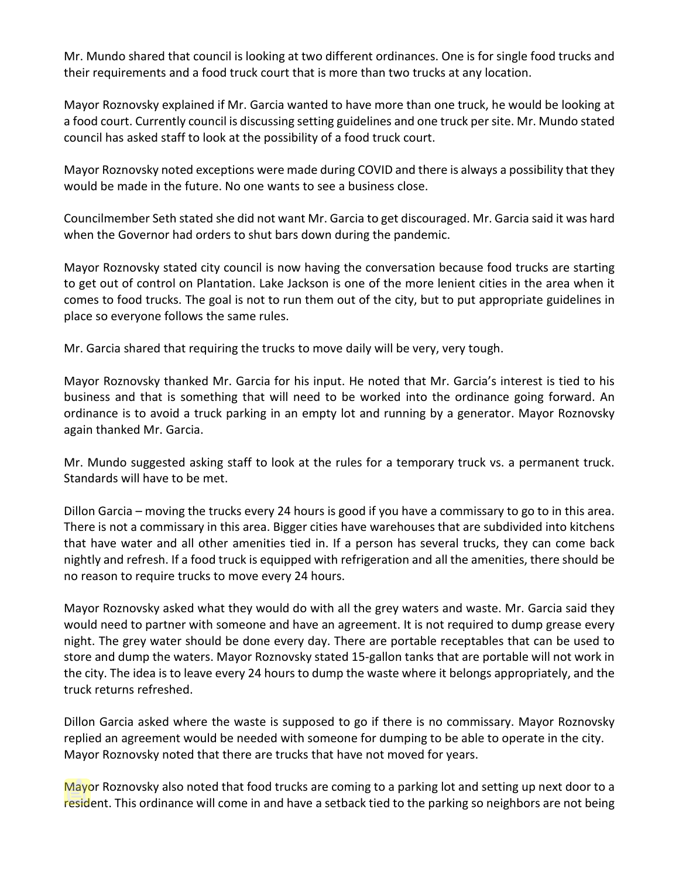Mr. Mundo shared that council is looking at two different ordinances. One is for single food trucks and their requirements and a food truck court that is more than two trucks at any location.

Mayor Roznovsky explained if Mr. Garcia wanted to have more than one truck, he would be looking at a food court. Currently council is discussing setting guidelines and one truck per site. Mr. Mundo stated council has asked staff to look at the possibility of a food truck court.

Mayor Roznovsky noted exceptions were made during COVID and there is always a possibility that they would be made in the future. No one wants to see a business close.

Councilmember Seth stated she did not want Mr. Garcia to get discouraged. Mr. Garcia said it was hard when the Governor had orders to shut bars down during the pandemic.

Mayor Roznovsky stated city council is now having the conversation because food trucks are starting to get out of control on Plantation. Lake Jackson is one of the more lenient cities in the area when it comes to food trucks. The goal is not to run them out of the city, but to put appropriate guidelines in place so everyone follows the same rules.

Mr. Garcia shared that requiring the trucks to move daily will be very, very tough.

Mayor Roznovsky thanked Mr. Garcia for his input. He noted that Mr. Garcia's interest is tied to his business and that is something that will need to be worked into the ordinance going forward. An ordinance is to avoid a truck parking in an empty lot and running by a generator. Mayor Roznovsky again thanked Mr. Garcia.

Mr. Mundo suggested asking staff to look at the rules for a temporary truck vs. a permanent truck. Standards will have to be met.

Dillon Garcia – moving the trucks every 24 hours is good if you have a commissary to go to in this area. There is not a commissary in this area. Bigger cities have warehouses that are subdivided into kitchens that have water and all other amenities tied in. If a person has several trucks, they can come back nightly and refresh. If a food truck is equipped with refrigeration and all the amenities, there should be no reason to require trucks to move every 24 hours.

Mayor Roznovsky asked what they would do with all the grey waters and waste. Mr. Garcia said they would need to partner with someone and have an agreement. It is not required to dump grease every night. The grey water should be done every day. There are portable receptables that can be used to store and dump the waters. Mayor Roznovsky stated 15-gallon tanks that are portable will not work in the city. The idea is to leave every 24 hours to dump the waste where it belongs appropriately, and the truck returns refreshed.

Dillon Garcia asked where the waste is supposed to go if there is no commissary. Mayor Roznovsky replied an agreement would be needed with someone for dumping to be able to operate in the city. Mayor Roznovsky noted that there are trucks that have not moved for years.

Mayor Roznovsky also noted that food trucks are coming to a parking lot and setting up next door to a resident. This ordinance will come in and have a setback tied to the parking so neighbors are not being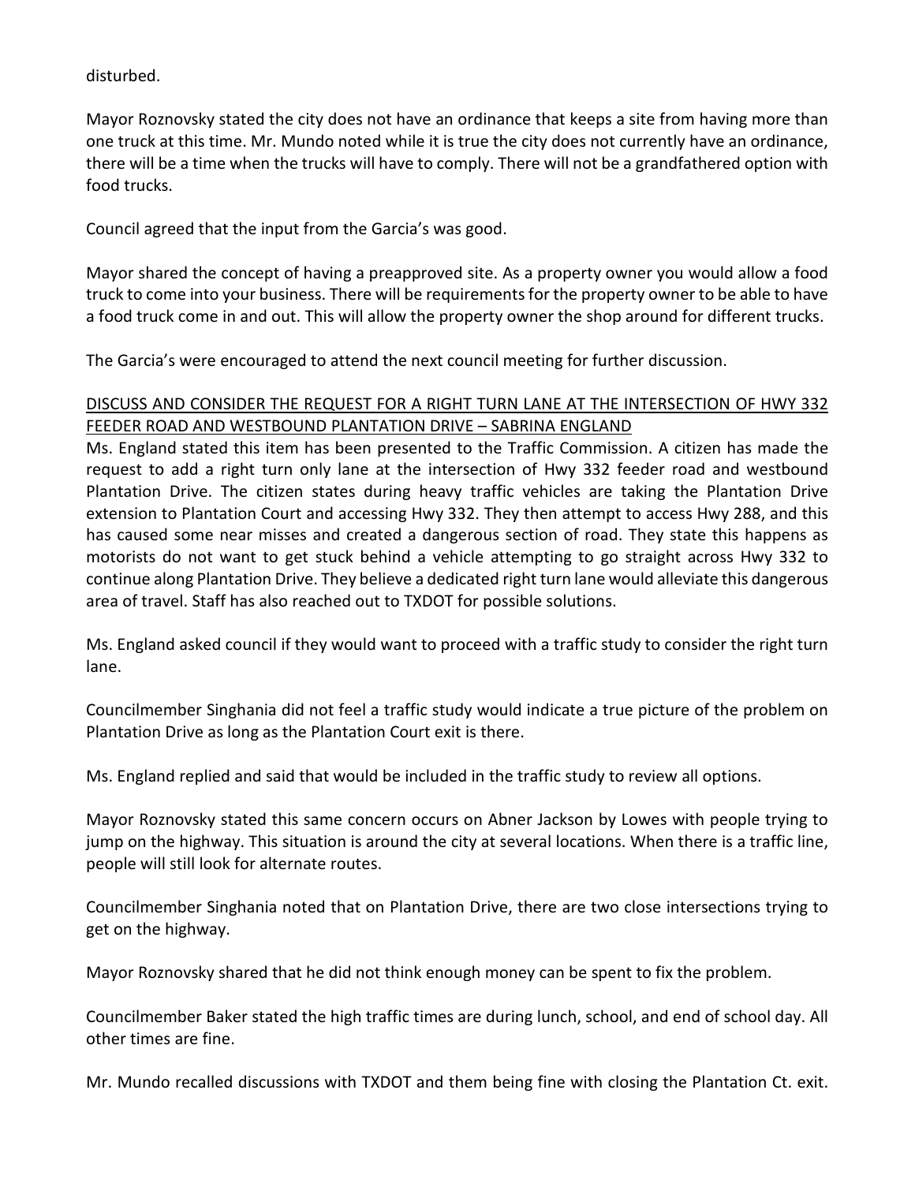disturbed.

Mayor Roznovsky stated the city does not have an ordinance that keeps a site from having more than one truck at this time. Mr. Mundo noted while it is true the city does not currently have an ordinance, there will be a time when the trucks will have to comply. There will not be a grandfathered option with food trucks.

Council agreed that the input from the Garcia's was good.

Mayor shared the concept of having a preapproved site. As a property owner you would allow a food truck to come into your business. There will be requirements for the property owner to be able to have a food truck come in and out. This will allow the property owner the shop around for different trucks.

The Garcia's were encouraged to attend the next council meeting for further discussion.

<u>DISCUSS AND CONSIDER THE REQUEST FOR A RIGHT TURN LANE AT THE INTERSECTION OF HWY 332 FEEDER ROAD AND WESTBOUND PLANTATION DRIVE – SABRINA ENGLAND</u>

Ms. England stated this item has been presented to the Traffic Commission. A citizen has made the request to add a right turn only lane at the intersection of Hwy 332 feeder road and westbound Plantation Drive. The citizen states during heavy traffic vehicles are taking the Plantation Drive extension to Plantation Court and accessing Hwy 332. They then attempt to access Hwy 288, and this has caused some near misses and created a dangerous section of road. They state this happens as motorists do not want to get stuck behind a vehicle attempting to go straight across Hwy 332 to continue along Plantation Drive. They believe a dedicated right turn lane would alleviate this dangerous area of travel. Staff has also reached out to TXDOT for possible solutions.

Ms. England asked council if they would want to proceed with a traffic study to consider the right turn lane.

Councilmember Singhania did not feel a traffic study would indicate a true picture of the problem on Plantation Drive as long as the Plantation Court exit is there.

Ms. England replied and said that would be included in the traffic study to review all options.

Mayor Roznovsky stated this same concern occurs on Abner Jackson by Lowes with people trying to jump on the highway. This situation is around the city at several locations. When there is a traffic line, people will still look for alternate routes.

Councilmember Singhania noted that on Plantation Drive, there are two close intersections trying to get on the highway.

Mayor Roznovsky shared that he did not think enough money can be spent to fix the problem.

Councilmember Baker stated the high traffic times are during lunch, school, and end of school day. All other times are fine.

Mr. Mundo recalled discussions with TXDOT and them being fine with closing the Plantation Ct. exit.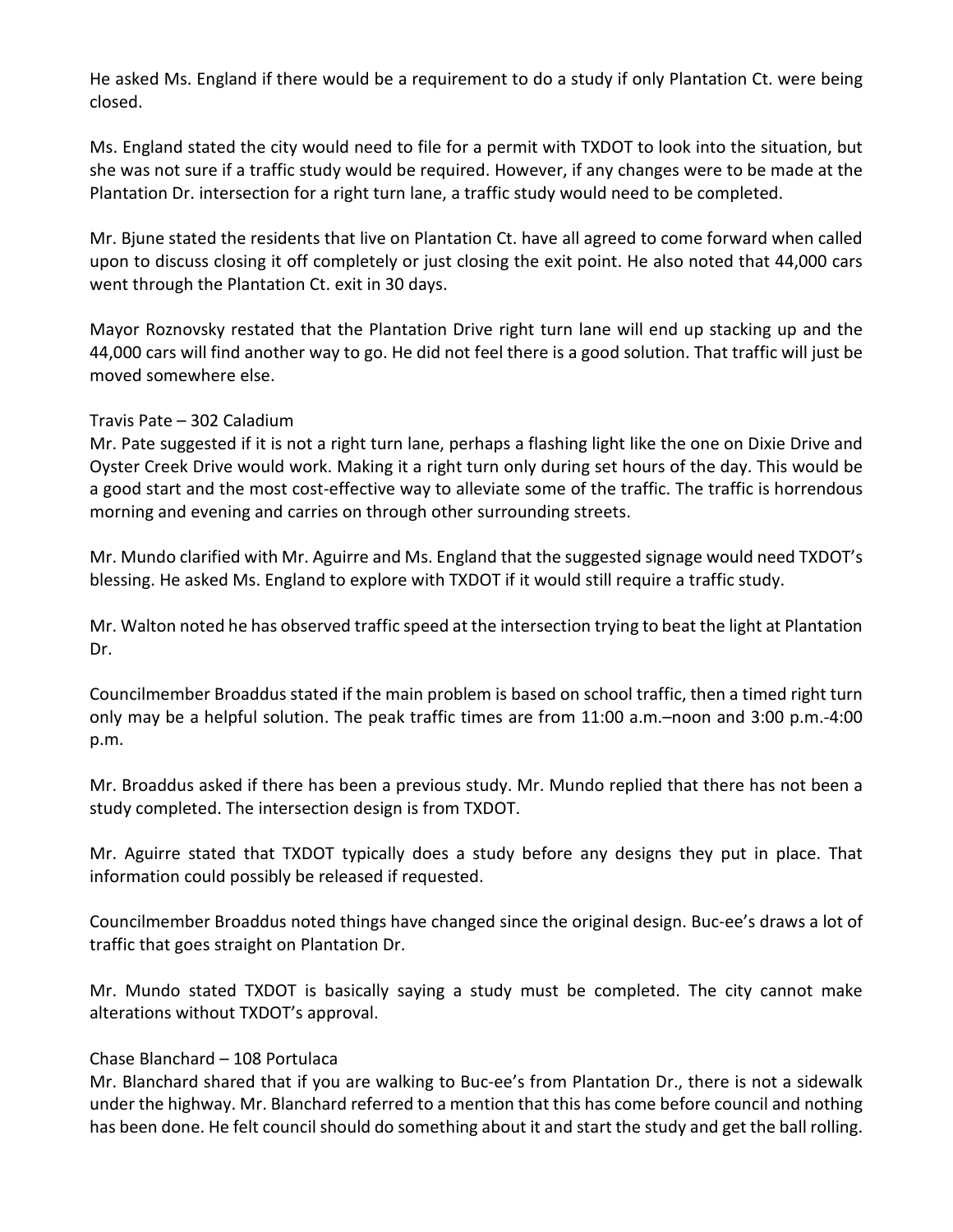He asked Ms. England if there would be a requirement to do a study if only Plantation Ct. were being closed.

Ms. England stated the city would need to file for a permit with TXDOT to look into the situation, but she was not sure if a traffic study would be required. However, if any changes were to be made at the Plantation Dr. intersection for a right turn lane, a traffic study would need to be completed.

Mr. Bjune stated the residents that live on Plantation Ct. have all agreed to come forward when called upon to discuss closing it off completely or just closing the exit point. He also noted that 44,000 cars went through the Plantation Ct. exit in 30 days.

Mayor Roznovsky restated that the Plantation Drive right turn lane will end up stacking up and the 44,000 cars will find another way to go. He did not feel there is a good solution. That traffic will just be moved somewhere else.

Travis Pate – 302 Caladium
Mr. Pate suggested if it is not a right turn lane, perhaps a flashing light like the one on Dixie Drive and Oyster Creek Drive would work. Making it a right turn only during set hours of the day. This would be a good start and the most cost-effective way to alleviate some of the traffic. The traffic is horrendous morning and evening and carries on through other surrounding streets.

Mr. Mundo clarified with Mr. Aguirre and Ms. England that the suggested signage would need TXDOT's blessing. He asked Ms. England to explore with TXDOT if it would still require a traffic study.

Mr. Walton noted he has observed traffic speed at the intersection trying to beat the light at Plantation Dr.

Councilmember Broaddus stated if the main problem is based on school traffic, then a timed right turn only may be a helpful solution. The peak traffic times are from 11:00 a.m.–noon and 3:00 p.m.-4:00 p.m.

Mr. Broaddus asked if there has been a previous study. Mr. Mundo replied that there has not been a study completed. The intersection design is from TXDOT.

Mr. Aguirre stated that TXDOT typically does a study before any designs they put in place. That information could possibly be released if requested.

Councilmember Broaddus noted things have changed since the original design. Buc-ee's draws a lot of traffic that goes straight on Plantation Dr.

Mr. Mundo stated TXDOT is basically saying a study must be completed. The city cannot make alterations without TXDOT's approval.

Chase Blanchard – 108 Portulaca
Mr. Blanchard shared that if you are walking to Buc-ee's from Plantation Dr., there is not a sidewalk under the highway. Mr. Blanchard referred to a mention that this has come before council and nothing has been done. He felt council should do something about it and start the study and get the ball rolling.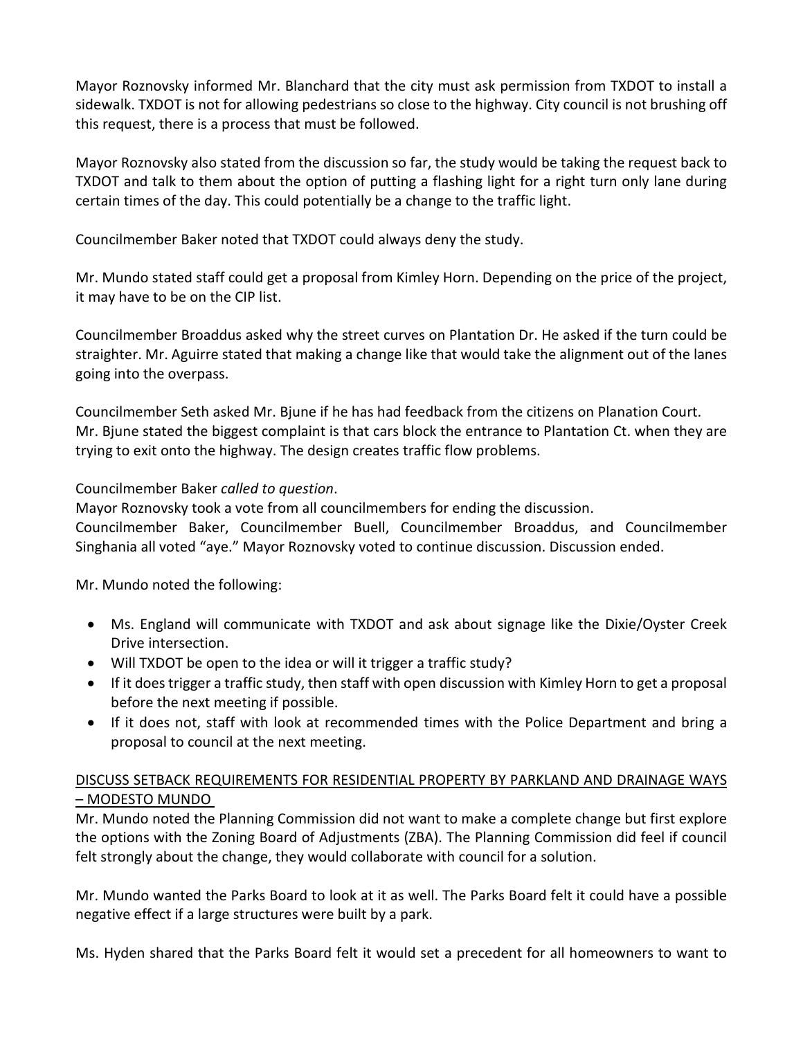Mayor Roznovsky informed Mr. Blanchard that the city must ask permission from TXDOT to install a sidewalk. TXDOT is not for allowing pedestrians so close to the highway. City council is not brushing off this request, there is a process that must be followed.

Mayor Roznovsky also stated from the discussion so far, the study would be taking the request back to TXDOT and talk to them about the option of putting a flashing light for a right turn only lane during certain times of the day. This could potentially be a change to the traffic light.

Councilmember Baker noted that TXDOT could always deny the study.

Mr. Mundo stated staff could get a proposal from Kimley Horn. Depending on the price of the project, it may have to be on the CIP list.

Councilmember Broaddus asked why the street curves on Plantation Dr. He asked if the turn could be straighter. Mr. Aguirre stated that making a change like that would take the alignment out of the lanes going into the overpass.

Councilmember Seth asked Mr. Bjune if he has had feedback from the citizens on Planation Court. Mr. Bjune stated the biggest complaint is that cars block the entrance to Plantation Ct. when they are trying to exit onto the highway. The design creates traffic flow problems.

Councilmember Baker *called to question*.
Mayor Roznovsky took a vote from all councilmembers for ending the discussion.
Councilmember Baker, Councilmember Buell, Councilmember Broaddus, and Councilmember Singhania all voted "aye." Mayor Roznovsky voted to continue discussion. Discussion ended.

Mr. Mundo noted the following:

- Ms. England will communicate with TXDOT and ask about signage like the Dixie/Oyster Creek Drive intersection.
- Will TXDOT be open to the idea or will it trigger a traffic study?
- If it does trigger a traffic study, then staff with open discussion with Kimley Horn to get a proposal before the next meeting if possible.
- If it does not, staff with look at recommended times with the Police Department and bring a proposal to council at the next meeting.

DISCUSS SETBACK REQUIREMENTS FOR RESIDENTIAL PROPERTY BY PARKLAND AND DRAINAGE WAYS – MODESTO MUNDO

Mr. Mundo noted the Planning Commission did not want to make a complete change but first explore the options with the Zoning Board of Adjustments (ZBA). The Planning Commission did feel if council felt strongly about the change, they would collaborate with council for a solution.

Mr. Mundo wanted the Parks Board to look at it as well. The Parks Board felt it could have a possible negative effect if a large structures were built by a park.

Ms. Hyden shared that the Parks Board felt it would set a precedent for all homeowners to want to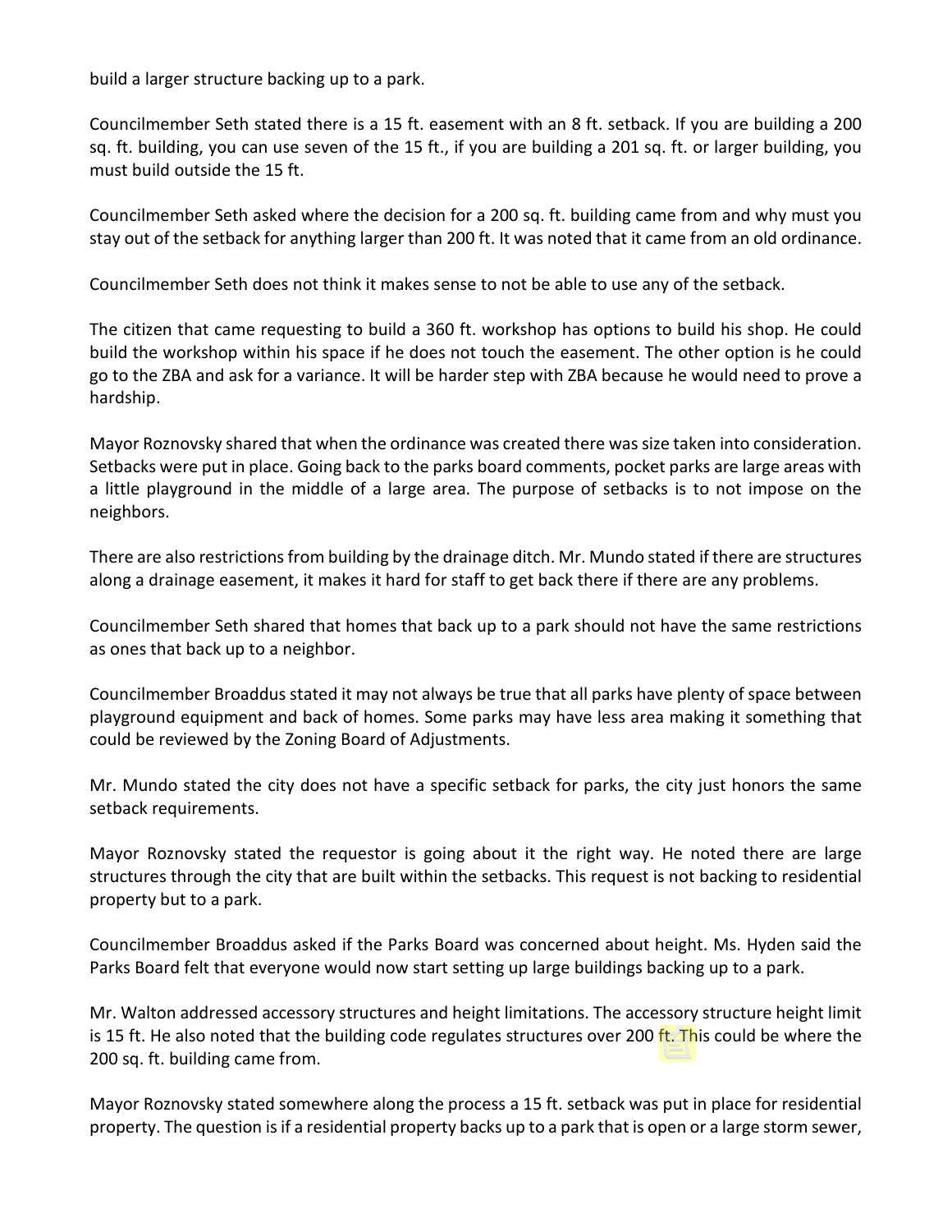build a larger structure backing up to a park.

Councilmember Seth stated there is a 15 ft. easement with an 8 ft. setback. If you are building a 200 sq. ft. building, you can use seven of the 15 ft., if you are building a 201 sq. ft. or larger building, you must build outside the 15 ft.

Councilmember Seth asked where the decision for a 200 sq. ft. building came from and why must you stay out of the setback for anything larger than 200 ft. It was noted that it came from an old ordinance.

Councilmember Seth does not think it makes sense to not be able to use any of the setback.

The citizen that came requesting to build a 360 ft. workshop has options to build his shop. He could build the workshop within his space if he does not touch the easement. The other option is he could go to the ZBA and ask for a variance. It will be harder step with ZBA because he would need to prove a hardship.

Mayor Roznovsky shared that when the ordinance was created there was size taken into consideration. Setbacks were put in place. Going back to the parks board comments, pocket parks are large areas with a little playground in the middle of a large area. The purpose of setbacks is to not impose on the neighbors.

There are also restrictions from building by the drainage ditch. Mr. Mundo stated if there are structures along a drainage easement, it makes it hard for staff to get back there if there are any problems.

Councilmember Seth shared that homes that back up to a park should not have the same restrictions as ones that back up to a neighbor.

Councilmember Broaddus stated it may not always be true that all parks have plenty of space between playground equipment and back of homes. Some parks may have less area making it something that could be reviewed by the Zoning Board of Adjustments.

Mr. Mundo stated the city does not have a specific setback for parks, the city just honors the same setback requirements.

Mayor Roznovsky stated the requestor is going about it the right way. He noted there are large structures through the city that are built within the setbacks. This request is not backing to residential property but to a park.

Councilmember Broaddus asked if the Parks Board was concerned about height. Ms. Hyden said the Parks Board felt that everyone would now start setting up large buildings backing up to a park.

Mr. Walton addressed accessory structures and height limitations. The accessory structure height limit is 15 ft. He also noted that the building code regulates structures over 200 ft. This could be where the 200 sq. ft. building came from.

Mayor Roznovsky stated somewhere along the process a 15 ft. setback was put in place for residential property. The question is if a residential property backs up to a park that is open or a large storm sewer,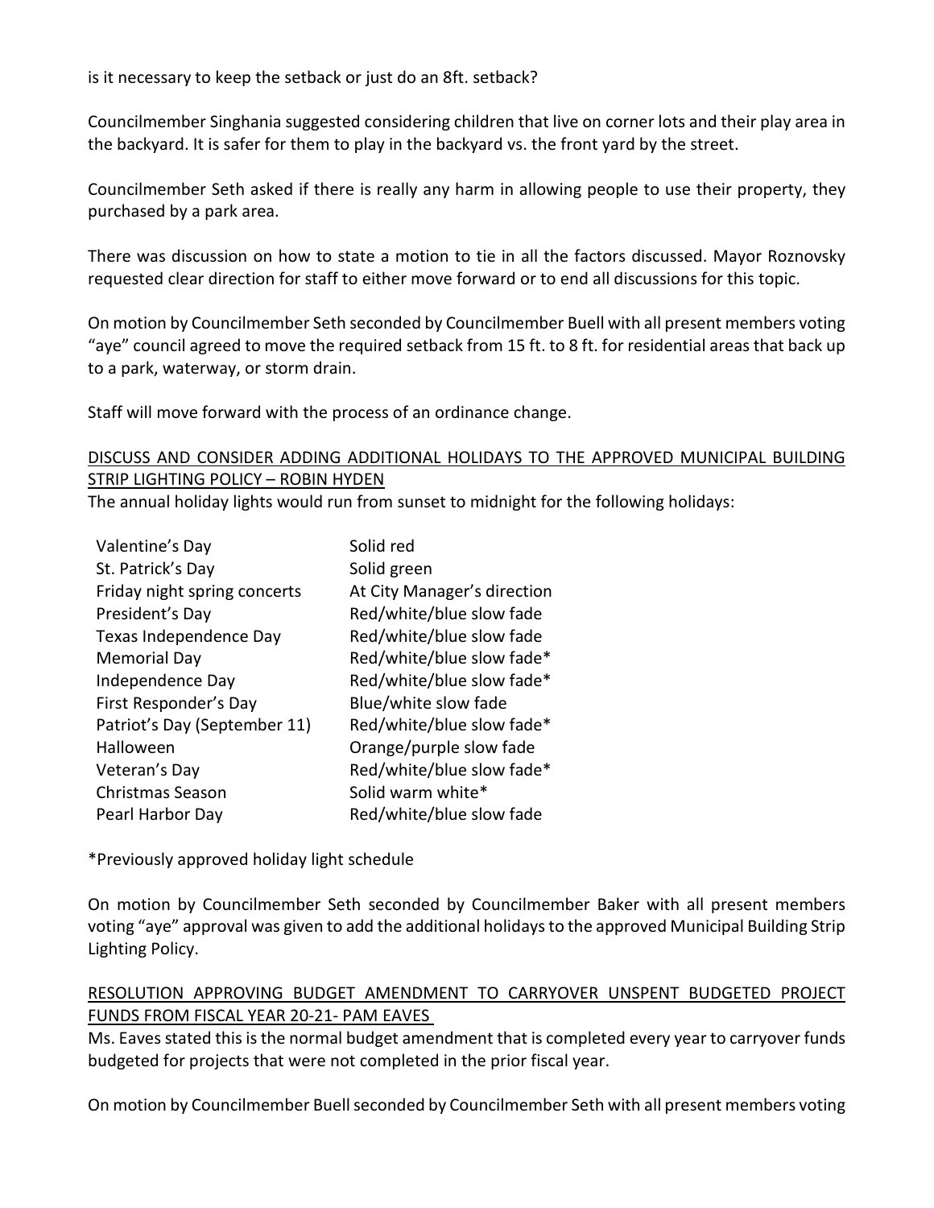is it necessary to keep the setback or just do an 8ft. setback?

Councilmember Singhania suggested considering children that live on corner lots and their play area in the backyard. It is safer for them to play in the backyard vs. the front yard by the street.

Councilmember Seth asked if there is really any harm in allowing people to use their property, they purchased by a park area.

There was discussion on how to state a motion to tie in all the factors discussed. Mayor Roznovsky requested clear direction for staff to either move forward or to end all discussions for this topic.

On motion by Councilmember Seth seconded by Councilmember Buell with all present members voting "aye" council agreed to move the required setback from 15 ft. to 8 ft. for residential areas that back up to a park, waterway, or storm drain.

Staff will move forward with the process of an ordinance change.

<u>DISCUSS AND CONSIDER ADDING ADDITIONAL HOLIDAYS TO THE APPROVED MUNICIPAL BUILDING STRIP LIGHTING POLICY – ROBIN HYDEN</u>

The annual holiday lights would run from sunset to midnight for the following holidays:

| Holiday | Lighting |
|---|---|
| Valentine's Day | Solid red |
| St. Patrick's Day | Solid green |
| Friday night spring concerts | At City Manager's direction |
| President's Day | Red/white/blue slow fade |
| Texas Independence Day | Red/white/blue slow fade |
| Memorial Day | Red/white/blue slow fade* |
| Independence Day | Red/white/blue slow fade* |
| First Responder's Day | Blue/white slow fade |
| Patriot's Day (September 11) | Red/white/blue slow fade* |
| Halloween | Orange/purple slow fade |
| Veteran's Day | Red/white/blue slow fade* |
| Christmas Season | Solid warm white* |
| Pearl Harbor Day | Red/white/blue slow fade |

*Previously approved holiday light schedule

On motion by Councilmember Seth seconded by Councilmember Baker with all present members voting "aye" approval was given to add the additional holidays to the approved Municipal Building Strip Lighting Policy.

<u>RESOLUTION APPROVING BUDGET AMENDMENT TO CARRYOVER UNSPENT BUDGETED PROJECT FUNDS FROM FISCAL YEAR 20-21- PAM EAVES</u>

Ms. Eaves stated this is the normal budget amendment that is completed every year to carryover funds budgeted for projects that were not completed in the prior fiscal year.

On motion by Councilmember Buell seconded by Councilmember Seth with all present members voting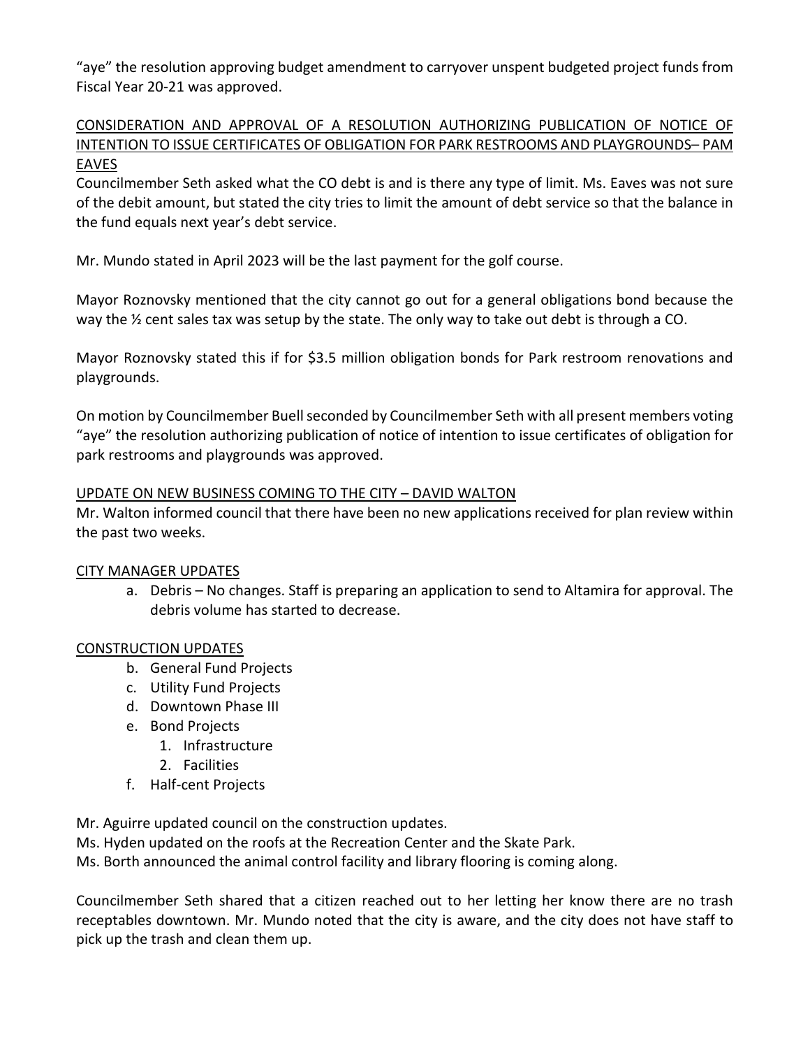"aye" the resolution approving budget amendment to carryover unspent budgeted project funds from Fiscal Year 20-21 was approved.

CONSIDERATION AND APPROVAL OF A RESOLUTION AUTHORIZING PUBLICATION OF NOTICE OF INTENTION TO ISSUE CERTIFICATES OF OBLIGATION FOR PARK RESTROOMS AND PLAYGROUNDS– PAM EAVES

Councilmember Seth asked what the CO debt is and is there any type of limit. Ms. Eaves was not sure of the debit amount, but stated the city tries to limit the amount of debt service so that the balance in the fund equals next year's debt service.

Mr. Mundo stated in April 2023 will be the last payment for the golf course.

Mayor Roznovsky mentioned that the city cannot go out for a general obligations bond because the way the ½ cent sales tax was setup by the state. The only way to take out debt is through a CO.

Mayor Roznovsky stated this if for $3.5 million obligation bonds for Park restroom renovations and playgrounds.

On motion by Councilmember Buell seconded by Councilmember Seth with all present members voting "aye" the resolution authorizing publication of notice of intention to issue certificates of obligation for park restrooms and playgrounds was approved.

UPDATE ON NEW BUSINESS COMING TO THE CITY – DAVID WALTON

Mr. Walton informed council that there have been no new applications received for plan review within the past two weeks.

CITY MANAGER UPDATES

a. Debris – No changes. Staff is preparing an application to send to Altamira for approval. The debris volume has started to decrease.

CONSTRUCTION UPDATES

b. General Fund Projects
c. Utility Fund Projects
d. Downtown Phase III
e. Bond Projects
   1. Infrastructure
   2. Facilities
f. Half-cent Projects

Mr. Aguirre updated council on the construction updates.
Ms. Hyden updated on the roofs at the Recreation Center and the Skate Park.
Ms. Borth announced the animal control facility and library flooring is coming along.

Councilmember Seth shared that a citizen reached out to her letting her know there are no trash receptables downtown. Mr. Mundo noted that the city is aware, and the city does not have staff to pick up the trash and clean them up.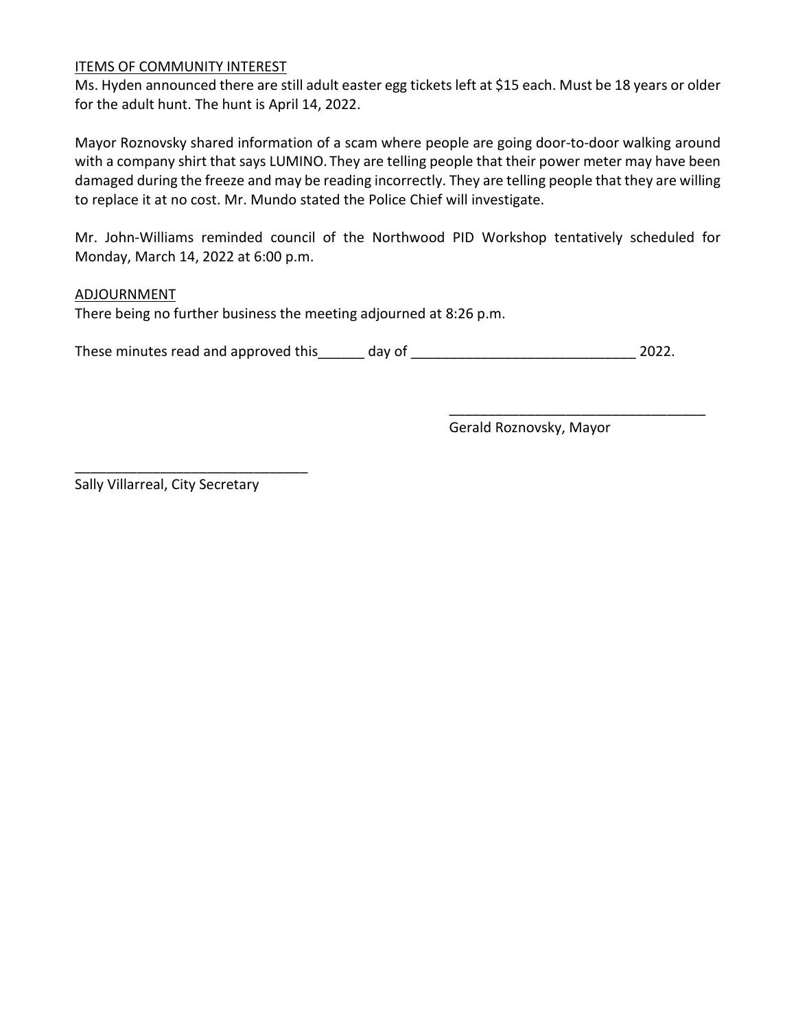ITEMS OF COMMUNITY INTEREST

Ms. Hyden announced there are still adult easter egg tickets left at $15 each. Must be 18 years or older for the adult hunt. The hunt is April 14, 2022.

Mayor Roznovsky shared information of a scam where people are going door-to-door walking around with a company shirt that says LUMINO. They are telling people that their power meter may have been damaged during the freeze and may be reading incorrectly. They are telling people that they are willing to replace it at no cost. Mr. Mundo stated the Police Chief will investigate.

Mr. John-Williams reminded council of the Northwood PID Workshop tentatively scheduled for Monday, March 14, 2022 at 6:00 p.m.

ADJOURNMENT

There being no further business the meeting adjourned at 8:26 p.m.

These minutes read and approved this______ day of _____________________________ 2022.

_________________________________
Gerald Roznovsky, Mayor

_______________________________
Sally Villarreal, City Secretary